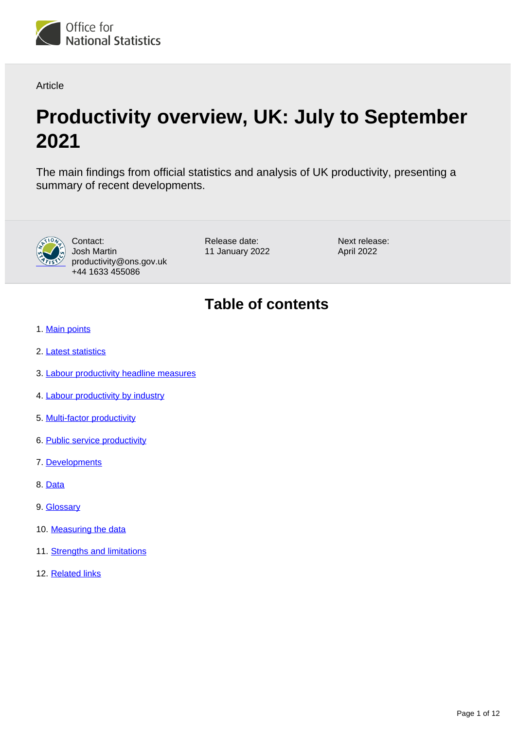Article

# Productivity overview, UK: July to September 2021

The main findings from official statistics and analysis of UK productivity, presenting a summary of recent developments.

Contact:
Josh Martin
productivity@ons.gov.uk
+44 1633 455086

Release date:
11 January 2022

Next release:
April 2022

## Table of contents

1. Main points
2. Latest statistics
3. Labour productivity headline measures
4. Labour productivity by industry
5. Multi-factor productivity
6. Public service productivity
7. Developments
8. Data
9. Glossary
10. Measuring the data
11. Strengths and limitations
12. Related links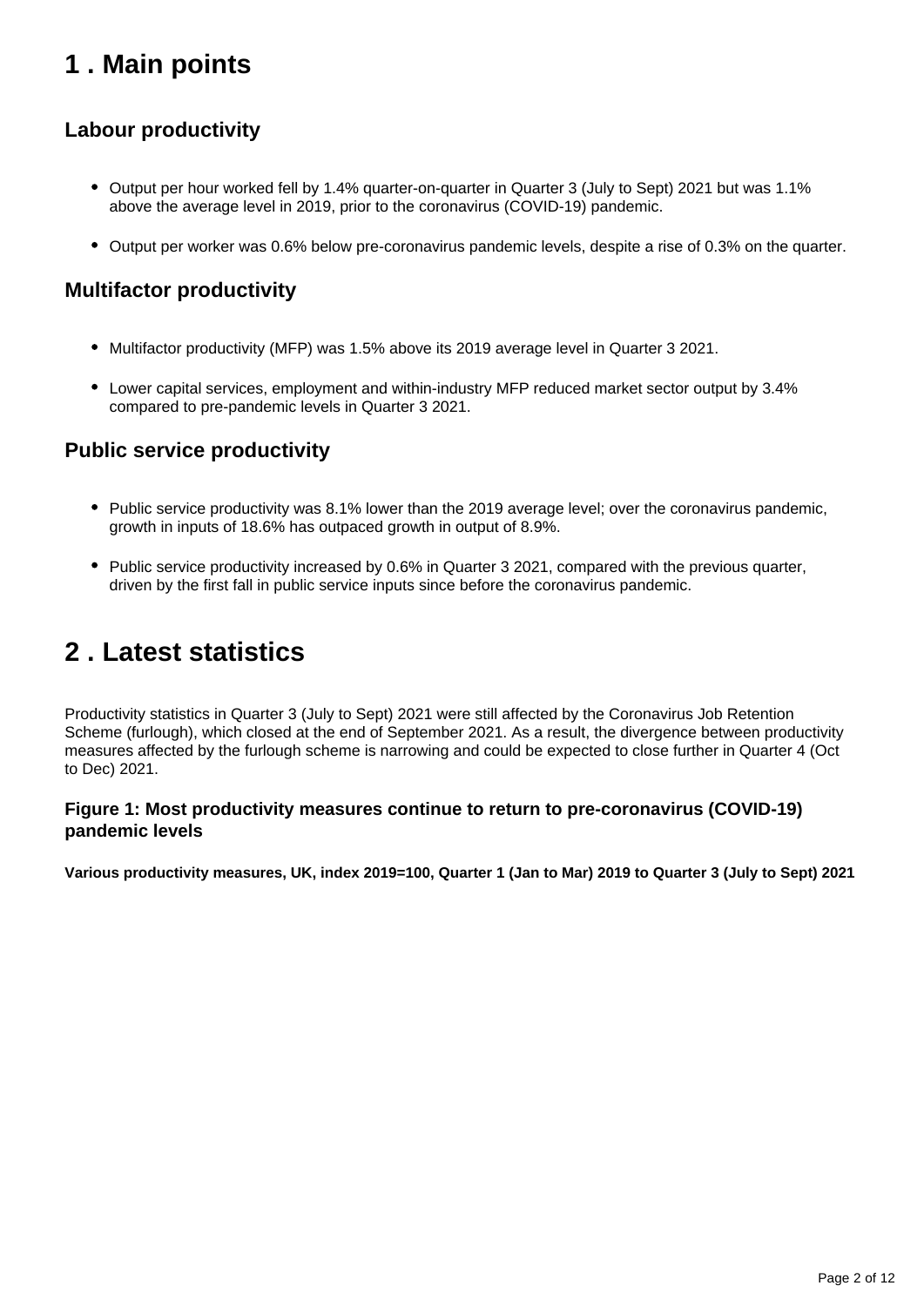# 1 . Main points

## Labour productivity

- Output per hour worked fell by 1.4% quarter-on-quarter in Quarter 3 (July to Sept) 2021 but was 1.1% above the average level in 2019, prior to the coronavirus (COVID-19) pandemic.
- Output per worker was 0.6% below pre-coronavirus pandemic levels, despite a rise of 0.3% on the quarter.

## Multifactor productivity

- Multifactor productivity (MFP) was 1.5% above its 2019 average level in Quarter 3 2021.
- Lower capital services, employment and within-industry MFP reduced market sector output by 3.4% compared to pre-pandemic levels in Quarter 3 2021.

## Public service productivity

- Public service productivity was 8.1% lower than the 2019 average level; over the coronavirus pandemic, growth in inputs of 18.6% has outpaced growth in output of 8.9%.
- Public service productivity increased by 0.6% in Quarter 3 2021, compared with the previous quarter, driven by the first fall in public service inputs since before the coronavirus pandemic.

# 2 . Latest statistics

Productivity statistics in Quarter 3 (July to Sept) 2021 were still affected by the Coronavirus Job Retention Scheme (furlough), which closed at the end of September 2021. As a result, the divergence between productivity measures affected by the furlough scheme is narrowing and could be expected to close further in Quarter 4 (Oct to Dec) 2021.

### Figure 1: Most productivity measures continue to return to pre-coronavirus (COVID-19) pandemic levels

**Various productivity measures, UK, index 2019=100, Quarter 1 (Jan to Mar) 2019 to Quarter 3 (July to Sept) 2021**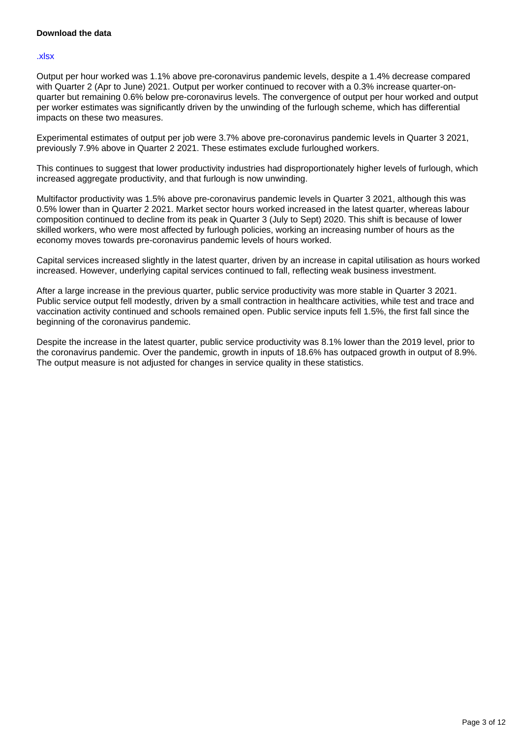**Download the data**

.xlsx

Output per hour worked was 1.1% above pre-coronavirus pandemic levels, despite a 1.4% decrease compared with Quarter 2 (Apr to June) 2021. Output per worker continued to recover with a 0.3% increase quarter-on-quarter but remaining 0.6% below pre-coronavirus levels. The convergence of output per hour worked and output per worker estimates was significantly driven by the unwinding of the furlough scheme, which has differential impacts on these two measures.

Experimental estimates of output per job were 3.7% above pre-coronavirus pandemic levels in Quarter 3 2021, previously 7.9% above in Quarter 2 2021. These estimates exclude furloughed workers.

This continues to suggest that lower productivity industries had disproportionately higher levels of furlough, which increased aggregate productivity, and that furlough is now unwinding.

Multifactor productivity was 1.5% above pre-coronavirus pandemic levels in Quarter 3 2021, although this was 0.5% lower than in Quarter 2 2021. Market sector hours worked increased in the latest quarter, whereas labour composition continued to decline from its peak in Quarter 3 (July to Sept) 2020. This shift is because of lower skilled workers, who were most affected by furlough policies, working an increasing number of hours as the economy moves towards pre-coronavirus pandemic levels of hours worked.

Capital services increased slightly in the latest quarter, driven by an increase in capital utilisation as hours worked increased. However, underlying capital services continued to fall, reflecting weak business investment.

After a large increase in the previous quarter, public service productivity was more stable in Quarter 3 2021. Public service output fell modestly, driven by a small contraction in healthcare activities, while test and trace and vaccination activity continued and schools remained open. Public service inputs fell 1.5%, the first fall since the beginning of the coronavirus pandemic.

Despite the increase in the latest quarter, public service productivity was 8.1% lower than the 2019 level, prior to the coronavirus pandemic. Over the pandemic, growth in inputs of 18.6% has outpaced growth in output of 8.9%. The output measure is not adjusted for changes in service quality in these statistics.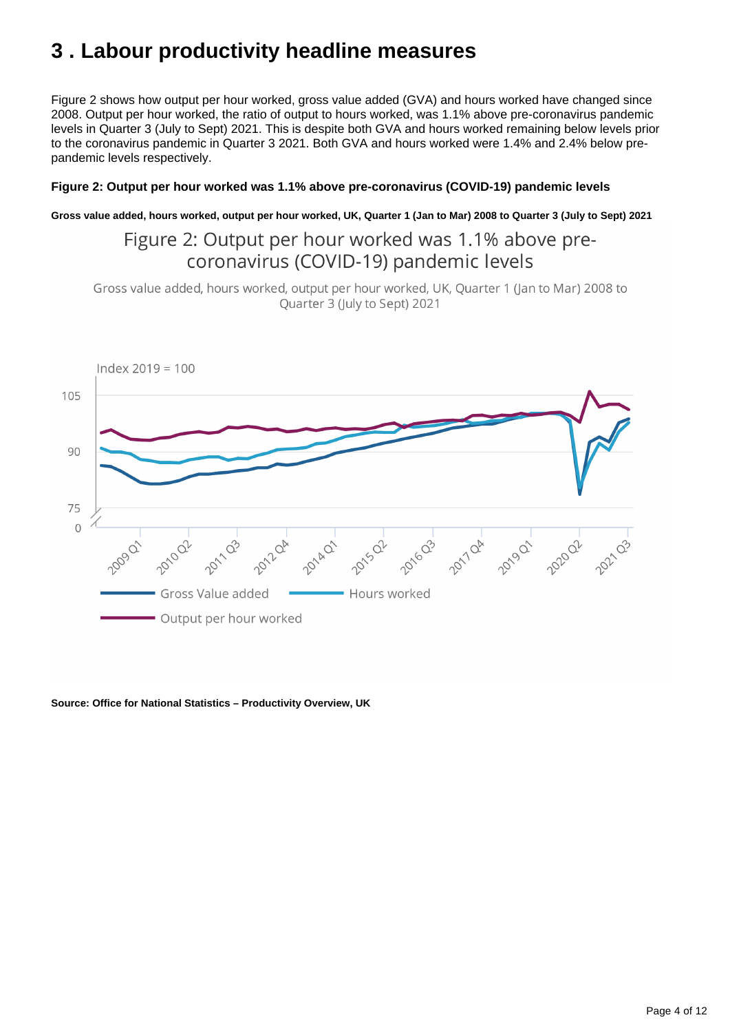# 3 . Labour productivity headline measures

Figure 2 shows how output per hour worked, gross value added (GVA) and hours worked have changed since 2008. Output per hour worked, the ratio of output to hours worked, was 1.1% above pre-coronavirus pandemic levels in Quarter 3 (July to Sept) 2021. This is despite both GVA and hours worked remaining below levels prior to the coronavirus pandemic in Quarter 3 2021. Both GVA and hours worked were 1.4% and 2.4% below pre-pandemic levels respectively.

**Figure 2: Output per hour worked was 1.1% above pre-coronavirus (COVID-19) pandemic levels**

**Gross value added, hours worked, output per hour worked, UK, Quarter 1 (Jan to Mar) 2008 to Quarter 3 (July to Sept) 2021**

Figure 2: Output per hour worked was 1.1% above pre-coronavirus (COVID-19) pandemic levels

Gross value added, hours worked, output per hour worked, UK, Quarter 1 (Jan to Mar) 2008 to Quarter 3 (July to Sept) 2021

Index 2019 = 100

Gross Value added, Hours worked, Output per hour worked

**Source: Office for National Statistics – Productivity Overview, UK**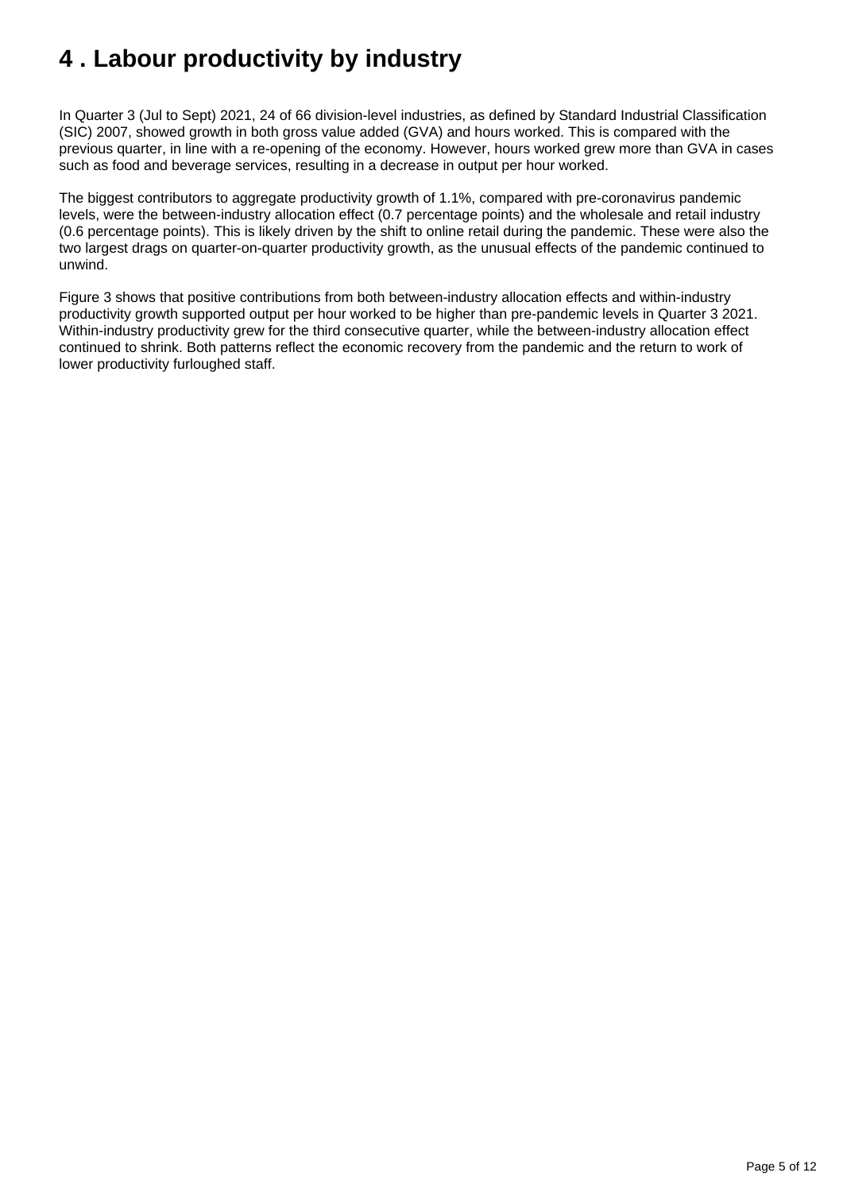# 4 . Labour productivity by industry

In Quarter 3 (Jul to Sept) 2021, 24 of 66 division-level industries, as defined by Standard Industrial Classification (SIC) 2007, showed growth in both gross value added (GVA) and hours worked. This is compared with the previous quarter, in line with a re-opening of the economy. However, hours worked grew more than GVA in cases such as food and beverage services, resulting in a decrease in output per hour worked.

The biggest contributors to aggregate productivity growth of 1.1%, compared with pre-coronavirus pandemic levels, were the between-industry allocation effect (0.7 percentage points) and the wholesale and retail industry (0.6 percentage points). This is likely driven by the shift to online retail during the pandemic. These were also the two largest drags on quarter-on-quarter productivity growth, as the unusual effects of the pandemic continued to unwind.

Figure 3 shows that positive contributions from both between-industry allocation effects and within-industry productivity growth supported output per hour worked to be higher than pre-pandemic levels in Quarter 3 2021. Within-industry productivity grew for the third consecutive quarter, while the between-industry allocation effect continued to shrink. Both patterns reflect the economic recovery from the pandemic and the return to work of lower productivity furloughed staff.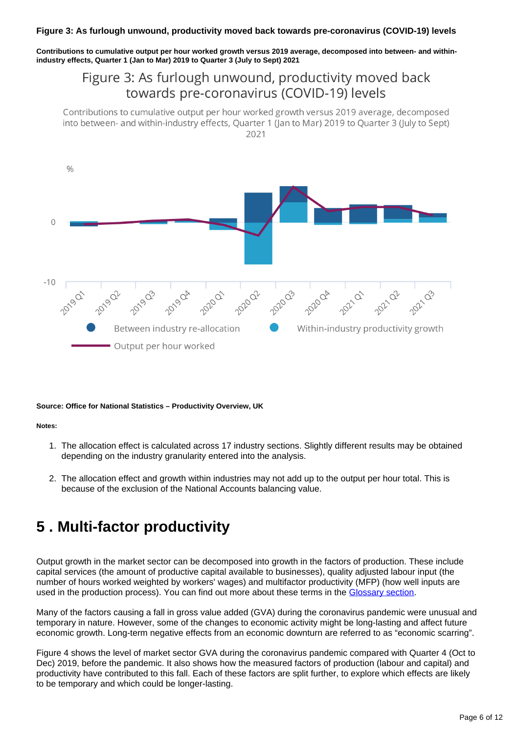**Figure 3: As furlough unwound, productivity moved back towards pre-coronavirus (COVID-19) levels**

**Contributions to cumulative output per hour worked growth versus 2019 average, decomposed into between- and within-industry effects, Quarter 1 (Jan to Mar) 2019 to Quarter 3 (July to Sept) 2021**

Figure 3: As furlough unwound, productivity moved back towards pre-coronavirus (COVID-19) levels

Contributions to cumulative output per hour worked growth versus 2019 average, decomposed into between- and within-industry effects, Quarter 1 (Jan to Mar) 2019 to Quarter 3 (July to Sept) 2021

**Source: Office for National Statistics – Productivity Overview, UK**

**Notes:**

1. The allocation effect is calculated across 17 industry sections. Slightly different results may be obtained depending on the industry granularity entered into the analysis.

2. The allocation effect and growth within industries may not add up to the output per hour total. This is because of the exclusion of the National Accounts balancing value.

# 5 . Multi-factor productivity

Output growth in the market sector can be decomposed into growth in the factors of production. These include capital services (the amount of productive capital available to businesses), quality adjusted labour input (the number of hours worked weighted by workers' wages) and multifactor productivity (MFP) (how well inputs are used in the production process). You can find out more about these terms in the Glossary section.

Many of the factors causing a fall in gross value added (GVA) during the coronavirus pandemic were unusual and temporary in nature. However, some of the changes to economic activity might be long-lasting and affect future economic growth. Long-term negative effects from an economic downturn are referred to as "economic scarring".

Figure 4 shows the level of market sector GVA during the coronavirus pandemic compared with Quarter 4 (Oct to Dec) 2019, before the pandemic. It also shows how the measured factors of production (labour and capital) and productivity have contributed to this fall. Each of these factors are split further, to explore which effects are likely to be temporary and which could be longer-lasting.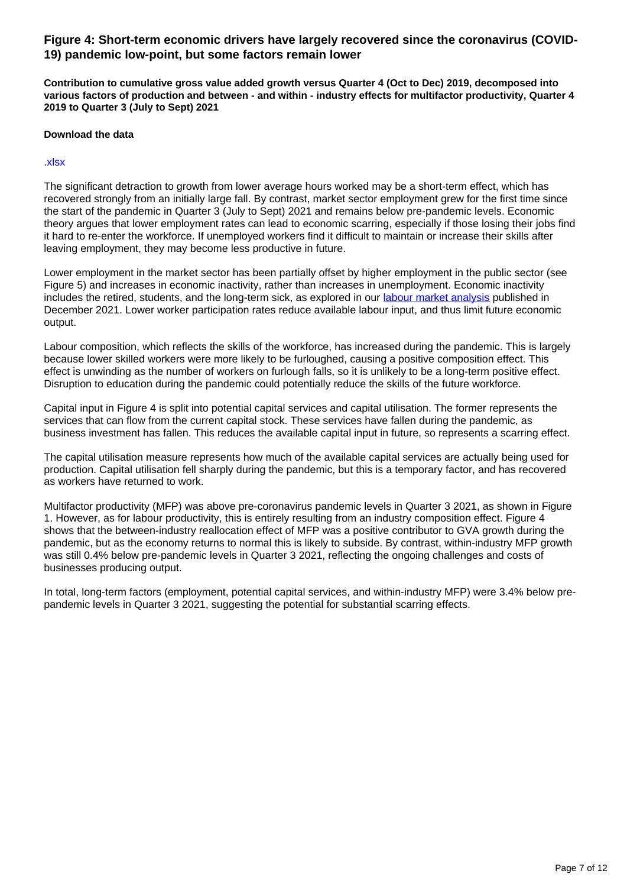### Figure 4: Short-term economic drivers have largely recovered since the coronavirus (COVID-19) pandemic low-point, but some factors remain lower

**Contribution to cumulative gross value added growth versus Quarter 4 (Oct to Dec) 2019, decomposed into various factors of production and between - and within - industry effects for multifactor productivity, Quarter 4 2019 to Quarter 3 (July to Sept) 2021**

**Download the data**

.xlsx

The significant detraction to growth from lower average hours worked may be a short-term effect, which has recovered strongly from an initially large fall. By contrast, market sector employment grew for the first time since the start of the pandemic in Quarter 3 (July to Sept) 2021 and remains below pre-pandemic levels. Economic theory argues that lower employment rates can lead to economic scarring, especially if those losing their jobs find it hard to re-enter the workforce. If unemployed workers find it difficult to maintain or increase their skills after leaving employment, they may become less productive in future.

Lower employment in the market sector has been partially offset by higher employment in the public sector (see Figure 5) and increases in economic inactivity, rather than increases in unemployment. Economic inactivity includes the retired, students, and the long-term sick, as explored in our labour market analysis published in December 2021. Lower worker participation rates reduce available labour input, and thus limit future economic output.

Labour composition, which reflects the skills of the workforce, has increased during the pandemic. This is largely because lower skilled workers were more likely to be furloughed, causing a positive composition effect. This effect is unwinding as the number of workers on furlough falls, so it is unlikely to be a long-term positive effect. Disruption to education during the pandemic could potentially reduce the skills of the future workforce.

Capital input in Figure 4 is split into potential capital services and capital utilisation. The former represents the services that can flow from the current capital stock. These services have fallen during the pandemic, as business investment has fallen. This reduces the available capital input in future, so represents a scarring effect.

The capital utilisation measure represents how much of the available capital services are actually being used for production. Capital utilisation fell sharply during the pandemic, but this is a temporary factor, and has recovered as workers have returned to work.

Multifactor productivity (MFP) was above pre-coronavirus pandemic levels in Quarter 3 2021, as shown in Figure 1. However, as for labour productivity, this is entirely resulting from an industry composition effect. Figure 4 shows that the between-industry reallocation effect of MFP was a positive contributor to GVA growth during the pandemic, but as the economy returns to normal this is likely to subside. By contrast, within-industry MFP growth was still 0.4% below pre-pandemic levels in Quarter 3 2021, reflecting the ongoing challenges and costs of businesses producing output.

In total, long-term factors (employment, potential capital services, and within-industry MFP) were 3.4% below pre-pandemic levels in Quarter 3 2021, suggesting the potential for substantial scarring effects.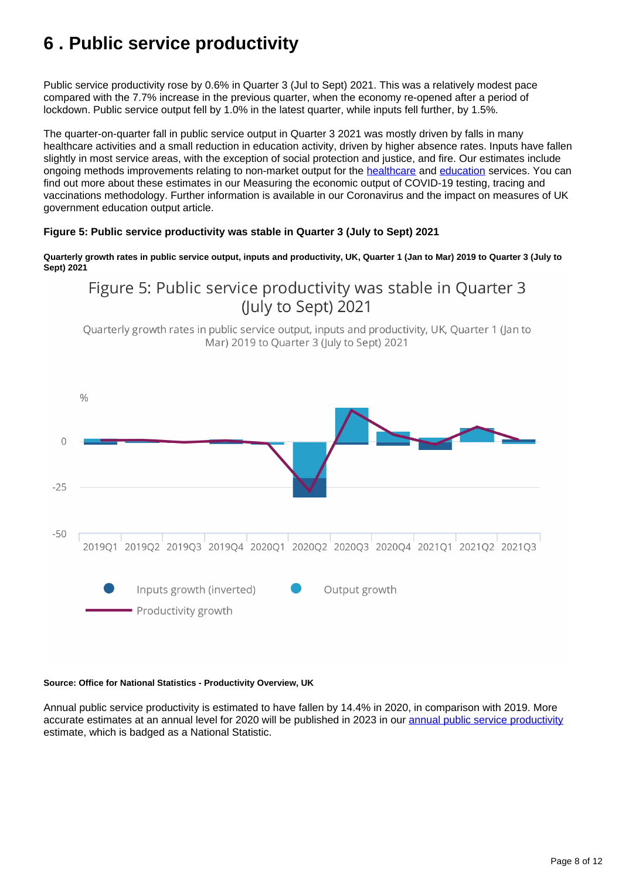# 6 . Public service productivity

Public service productivity rose by 0.6% in Quarter 3 (Jul to Sept) 2021. This was a relatively modest pace compared with the 7.7% increase in the previous quarter, when the economy re-opened after a period of lockdown. Public service output fell by 1.0% in the latest quarter, while inputs fell further, by 1.5%.

The quarter-on-quarter fall in public service output in Quarter 3 2021 was mostly driven by falls in many healthcare activities and a small reduction in education activity, driven by higher absence rates. Inputs have fallen slightly in most service areas, with the exception of social protection and justice, and fire. Our estimates include ongoing methods improvements relating to non-market output for the healthcare and education services. You can find out more about these estimates in our Measuring the economic output of COVID-19 testing, tracing and vaccinations methodology. Further information is available in our Coronavirus and the impact on measures of UK government education output article.

**Figure 5: Public service productivity was stable in Quarter 3 (July to Sept) 2021**

**Quarterly growth rates in public service output, inputs and productivity, UK, Quarter 1 (Jan to Mar) 2019 to Quarter 3 (July to Sept) 2021**

**Source: Office for National Statistics - Productivity Overview, UK**

Annual public service productivity is estimated to have fallen by 14.4% in 2020, in comparison with 2019. More accurate estimates at an annual level for 2020 will be published in 2023 in our annual public service productivity estimate, which is badged as a National Statistic.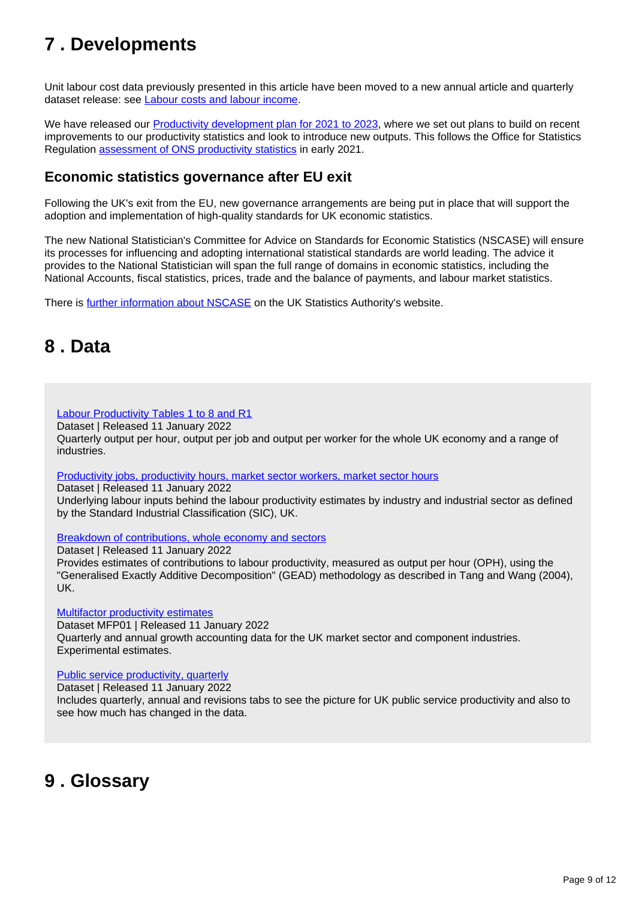## 7 . Developments

Unit labour cost data previously presented in this article have been moved to a new annual article and quarterly dataset release: see [Labour costs and labour income](#).

We have released our [Productivity development plan for 2021 to 2023](#), where we set out plans to build on recent improvements to our productivity statistics and look to introduce new outputs. This follows the Office for Statistics Regulation [assessment of ONS productivity statistics](#) in early 2021.

### Economic statistics governance after EU exit

Following the UK's exit from the EU, new governance arrangements are being put in place that will support the adoption and implementation of high-quality standards for UK economic statistics.

The new National Statistician's Committee for Advice on Standards for Economic Statistics (NSCASE) will ensure its processes for influencing and adopting international statistical standards are world leading. The advice it provides to the National Statistician will span the full range of domains in economic statistics, including the National Accounts, fiscal statistics, prices, trade and the balance of payments, and labour market statistics.

There is [further information about NSCASE](#) on the UK Statistics Authority's website.

## 8 . Data

[Labour Productivity Tables 1 to 8 and R1](#)
Dataset | Released 11 January 2022
Quarterly output per hour, output per job and output per worker for the whole UK economy and a range of industries.

[Productivity jobs, productivity hours, market sector workers, market sector hours](#)
Dataset | Released 11 January 2022
Underlying labour inputs behind the labour productivity estimates by industry and industrial sector as defined by the Standard Industrial Classification (SIC), UK.

[Breakdown of contributions, whole economy and sectors](#)
Dataset | Released 11 January 2022
Provides estimates of contributions to labour productivity, measured as output per hour (OPH), using the "Generalised Exactly Additive Decomposition" (GEAD) methodology as described in Tang and Wang (2004), UK.

[Multifactor productivity estimates](#)
Dataset MFP01 | Released 11 January 2022
Quarterly and annual growth accounting data for the UK market sector and component industries. Experimental estimates.

[Public service productivity, quarterly](#)
Dataset | Released 11 January 2022
Includes quarterly, annual and revisions tabs to see the picture for UK public service productivity and also to see how much has changed in the data.

## 9 . Glossary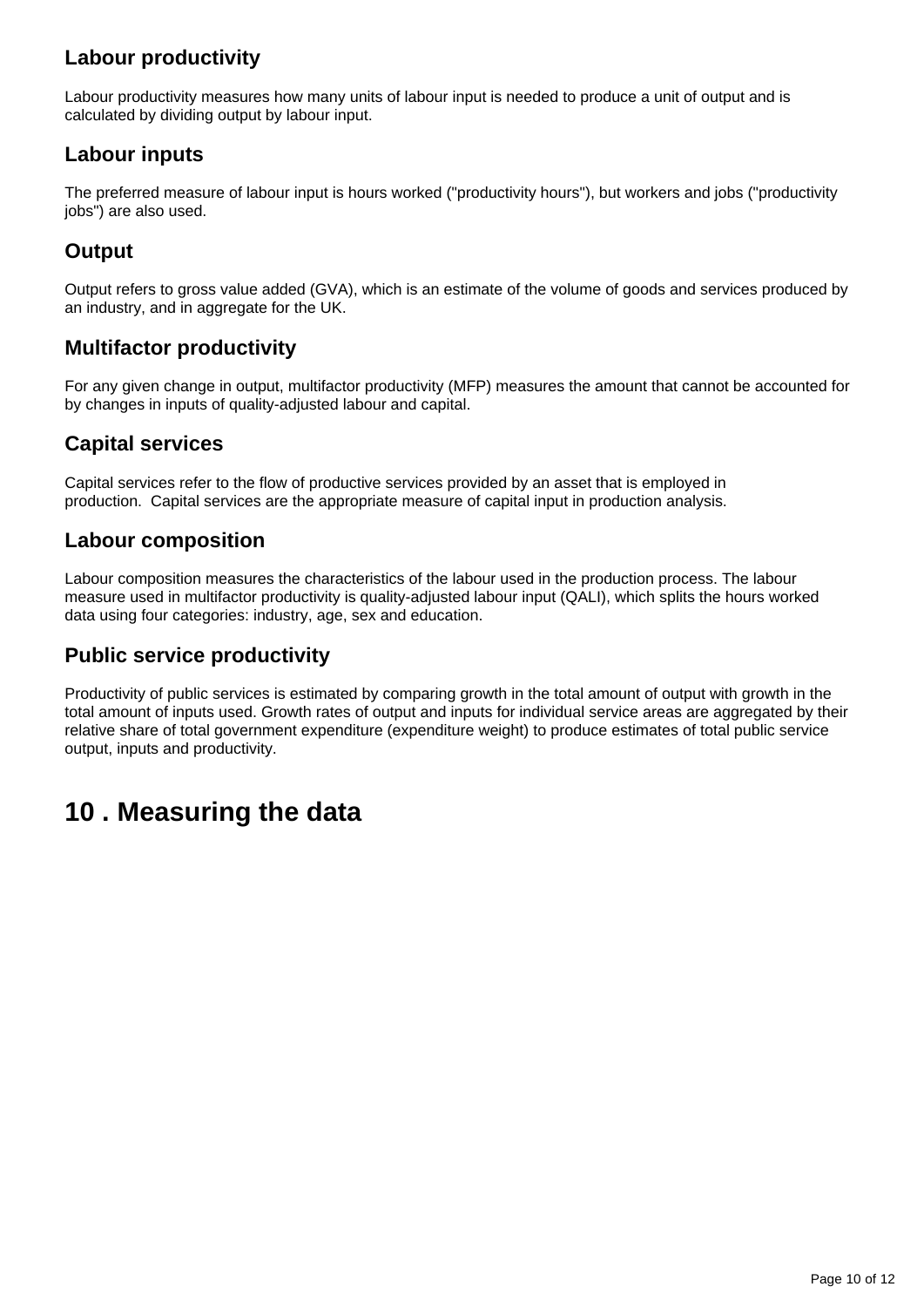### Labour productivity

Labour productivity measures how many units of labour input is needed to produce a unit of output and is calculated by dividing output by labour input.

### Labour inputs

The preferred measure of labour input is hours worked ("productivity hours"), but workers and jobs ("productivity jobs") are also used.

### Output

Output refers to gross value added (GVA), which is an estimate of the volume of goods and services produced by an industry, and in aggregate for the UK.

### Multifactor productivity

For any given change in output, multifactor productivity (MFP) measures the amount that cannot be accounted for by changes in inputs of quality-adjusted labour and capital.

### Capital services

Capital services refer to the flow of productive services provided by an asset that is employed in production. Capital services are the appropriate measure of capital input in production analysis.

### Labour composition

Labour composition measures the characteristics of the labour used in the production process. The labour measure used in multifactor productivity is quality-adjusted labour input (QALI), which splits the hours worked data using four categories: industry, age, sex and education.

### Public service productivity

Productivity of public services is estimated by comparing growth in the total amount of output with growth in the total amount of inputs used. Growth rates of output and inputs for individual service areas are aggregated by their relative share of total government expenditure (expenditure weight) to produce estimates of total public service output, inputs and productivity.

## 10 . Measuring the data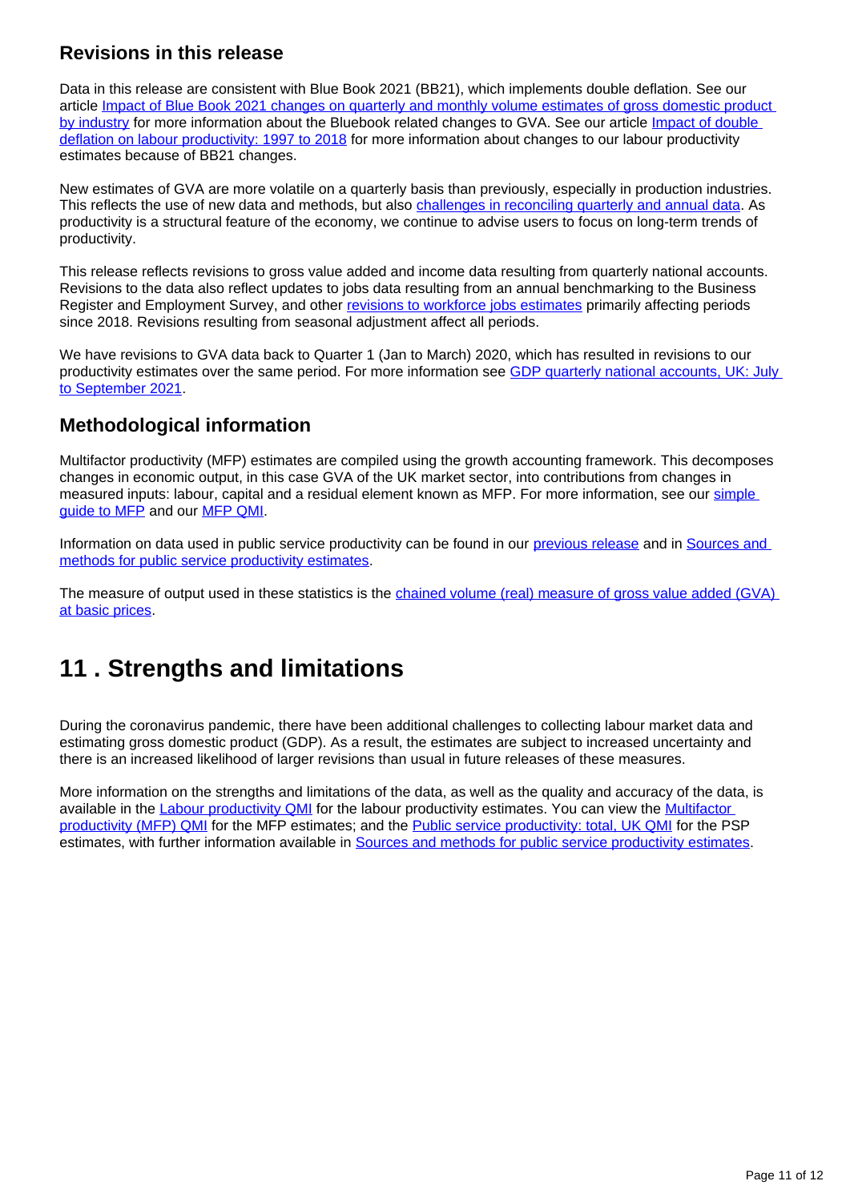### Revisions in this release

Data in this release are consistent with Blue Book 2021 (BB21), which implements double deflation. See our article [Impact of Blue Book 2021 changes on quarterly and monthly volume estimates of gross domestic product by industry] for more information about the Bluebook related changes to GVA. See our article [Impact of double deflation on labour productivity: 1997 to 2018] for more information about changes to our labour productivity estimates because of BB21 changes.

New estimates of GVA are more volatile on a quarterly basis than previously, especially in production industries. This reflects the use of new data and methods, but also [challenges in reconciling quarterly and annual data]. As productivity is a structural feature of the economy, we continue to advise users to focus on long-term trends of productivity.

This release reflects revisions to gross value added and income data resulting from quarterly national accounts. Revisions to the data also reflect updates to jobs data resulting from an annual benchmarking to the Business Register and Employment Survey, and other [revisions to workforce jobs estimates] primarily affecting periods since 2018. Revisions resulting from seasonal adjustment affect all periods.

We have revisions to GVA data back to Quarter 1 (Jan to March) 2020, which has resulted in revisions to our productivity estimates over the same period. For more information see [GDP quarterly national accounts, UK: July to September 2021].

### Methodological information

Multifactor productivity (MFP) estimates are compiled using the growth accounting framework. This decomposes changes in economic output, in this case GVA of the UK market sector, into contributions from changes in measured inputs: labour, capital and a residual element known as MFP. For more information, see our [simple guide to MFP] and our [MFP QMI].

Information on data used in public service productivity can be found in our [previous release] and in [Sources and methods for public service productivity estimates].

The measure of output used in these statistics is the [chained volume (real) measure of gross value added (GVA) at basic prices].

## 11 . Strengths and limitations

During the coronavirus pandemic, there have been additional challenges to collecting labour market data and estimating gross domestic product (GDP). As a result, the estimates are subject to increased uncertainty and there is an increased likelihood of larger revisions than usual in future releases of these measures.

More information on the strengths and limitations of the data, as well as the quality and accuracy of the data, is available in the [Labour productivity QMI] for the labour productivity estimates. You can view the [Multifactor productivity (MFP) QMI] for the MFP estimates; and the [Public service productivity: total, UK QMI] for the PSP estimates, with further information available in [Sources and methods for public service productivity estimates].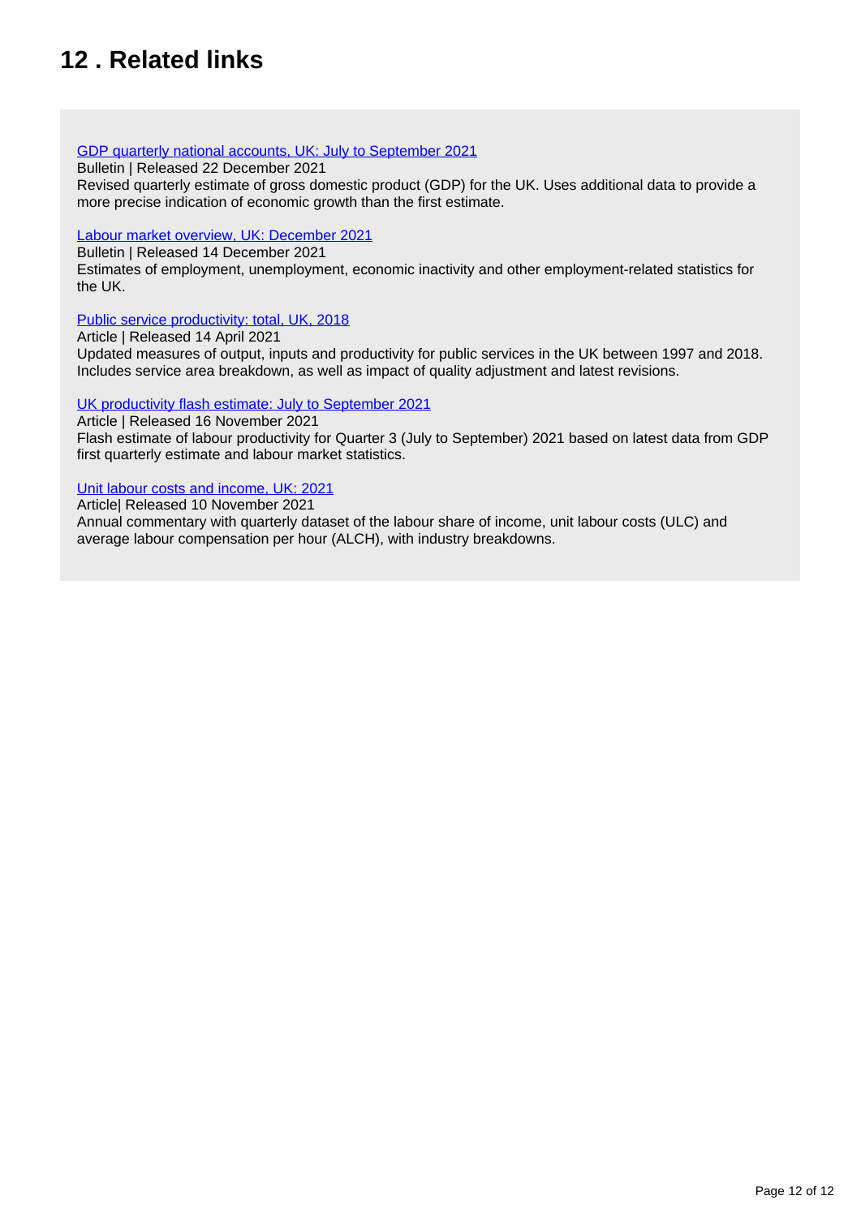## 12 . Related links

[GDP quarterly national accounts, UK: July to September 2021]
Bulletin | Released 22 December 2021
Revised quarterly estimate of gross domestic product (GDP) for the UK. Uses additional data to provide a more precise indication of economic growth than the first estimate.

[Labour market overview, UK: December 2021]
Bulletin | Released 14 December 2021
Estimates of employment, unemployment, economic inactivity and other employment-related statistics for the UK.

[Public service productivity: total, UK, 2018]
Article | Released 14 April 2021
Updated measures of output, inputs and productivity for public services in the UK between 1997 and 2018. Includes service area breakdown, as well as impact of quality adjustment and latest revisions.

[UK productivity flash estimate: July to September 2021]
Article | Released 16 November 2021
Flash estimate of labour productivity for Quarter 3 (July to September) 2021 based on latest data from GDP first quarterly estimate and labour market statistics.

[Unit labour costs and income, UK: 2021]
Article| Released 10 November 2021
Annual commentary with quarterly dataset of the labour share of income, unit labour costs (ULC) and average labour compensation per hour (ALCH), with industry breakdowns.